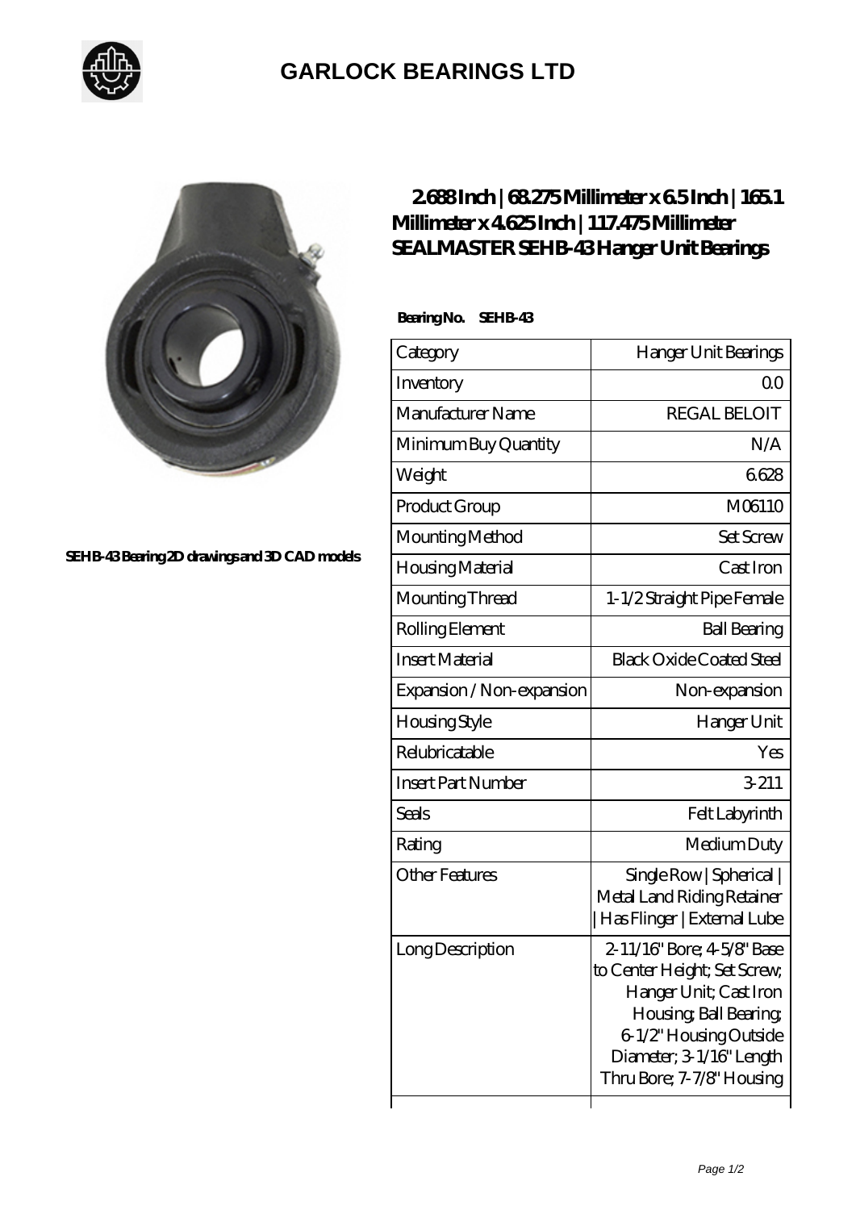# GARLOCK BEARINGS LTD

SEHB-43 Bearing 2D drawings and 3D CAD models

## 2.688 Inch | 68.275 Millimeter x 6.5 Inch | 165.1 Millimeter x 4.625 Inch | 117.475 Millimeter SEALMASTER SEHB-43 Hanger Unit Bearings

**Bearing No. SEHB-43**

| Category | Hanger Unit Bearings |
|---|---|
| Inventory | 0.0 |
| Manufacturer Name | REGAL BELOIT |
| Minimum Buy Quantity | N/A |
| Weight | 6.628 |
| Product Group | M06110 |
| Mounting Method | Set Screw |
| Housing Material | Cast Iron |
| Mounting Thread | 1-1/2 Straight Pipe Female |
| Rolling Element | Ball Bearing |
| Insert Material | Black Oxide Coated Steel |
| Expansion / Non-expansion | Non-expansion |
| Housing Style | Hanger Unit |
| Relubricatable | Yes |
| Insert Part Number | 3-211 |
| Seals | Felt Labyrinth |
| Rating | Medium Duty |
| Other Features | Single Row \| Spherical \| Metal Land Riding Retainer \| Has Flinger \| External Lube |
| Long Description | 2-11/16" Bore; 4-5/8" Base to Center Height; Set Screw; Hanger Unit; Cast Iron Housing; Ball Bearing; 6-1/2" Housing Outside Diameter; 3-1/16" Length Thru Bore; 7-7/8" Housing |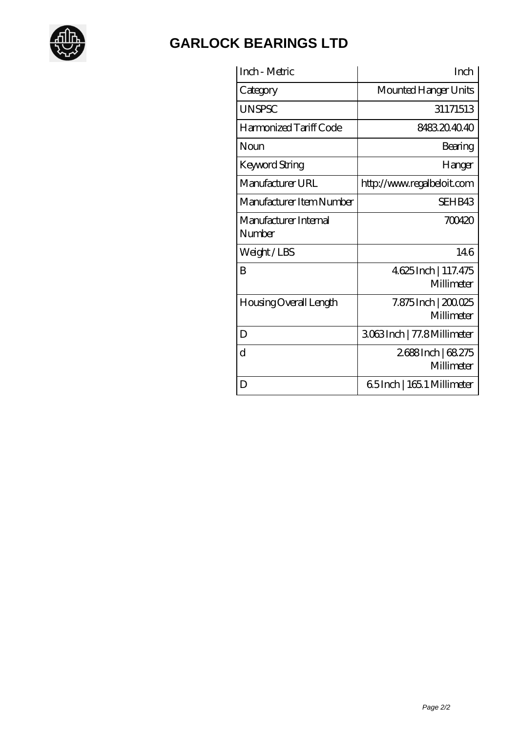# GARLOCK BEARINGS LTD

| | |
|---|---|
| Inch - Metric | Inch |
| Category | Mounted Hanger Units |
| UNSPSC | 31171513 |
| Harmonized Tariff Code | 8483.20.40.40 |
| Noun | Bearing |
| Keyword String | Hanger |
| Manufacturer URL | http://www.regalbeloit.com |
| Manufacturer Item Number | SEHB43 |
| Manufacturer Internal Number | 700420 |
| Weight / LBS | 14.6 |
| B | 4.625 Inch \| 117.475 Millimeter |
| Housing Overall Length | 7.875 Inch \| 200.025 Millimeter |
| D | 3.063 Inch \| 77.8 Millimeter |
| d | 2.688 Inch \| 68.275 Millimeter |
| D | 6.5 Inch \| 165.1 Millimeter |